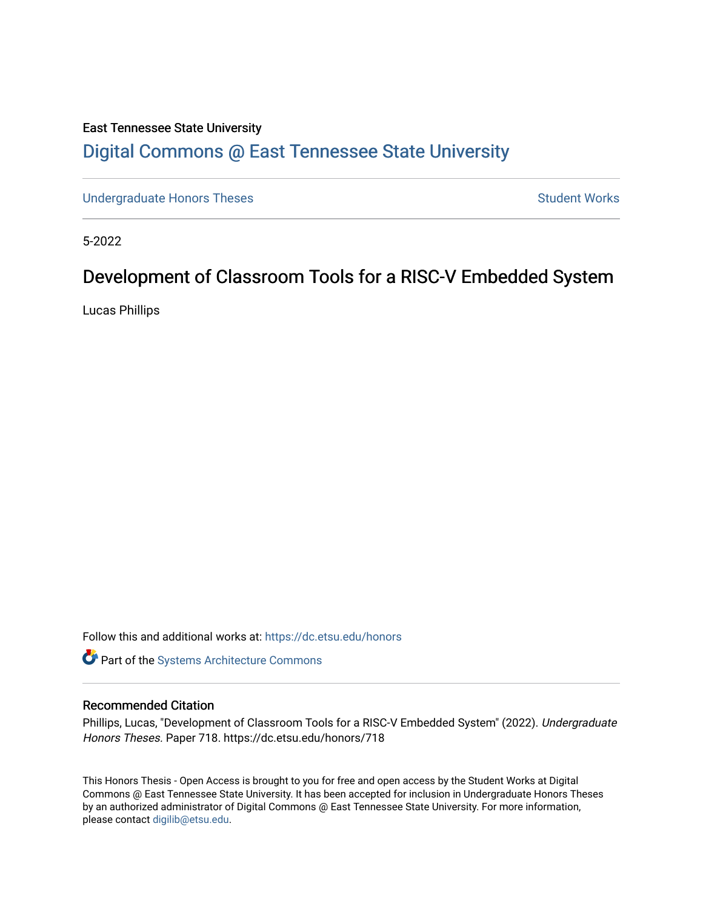East Tennessee State University

# Digital Commons @ East Tennessee State University

Undergraduate Honors Theses | Student Works

5-2022

## Development of Classroom Tools for a RISC-V Embedded System

Lucas Phillips

Follow this and additional works at: https://dc.etsu.edu/honors

Part of the Systems Architecture Commons

### Recommended Citation

Phillips, Lucas, "Development of Classroom Tools for a RISC-V Embedded System" (2022). *Undergraduate Honors Theses.* Paper 718. https://dc.etsu.edu/honors/718

This Honors Thesis - Open Access is brought to you for free and open access by the Student Works at Digital Commons @ East Tennessee State University. It has been accepted for inclusion in Undergraduate Honors Theses by an authorized administrator of Digital Commons @ East Tennessee State University. For more information, please contact digilib@etsu.edu.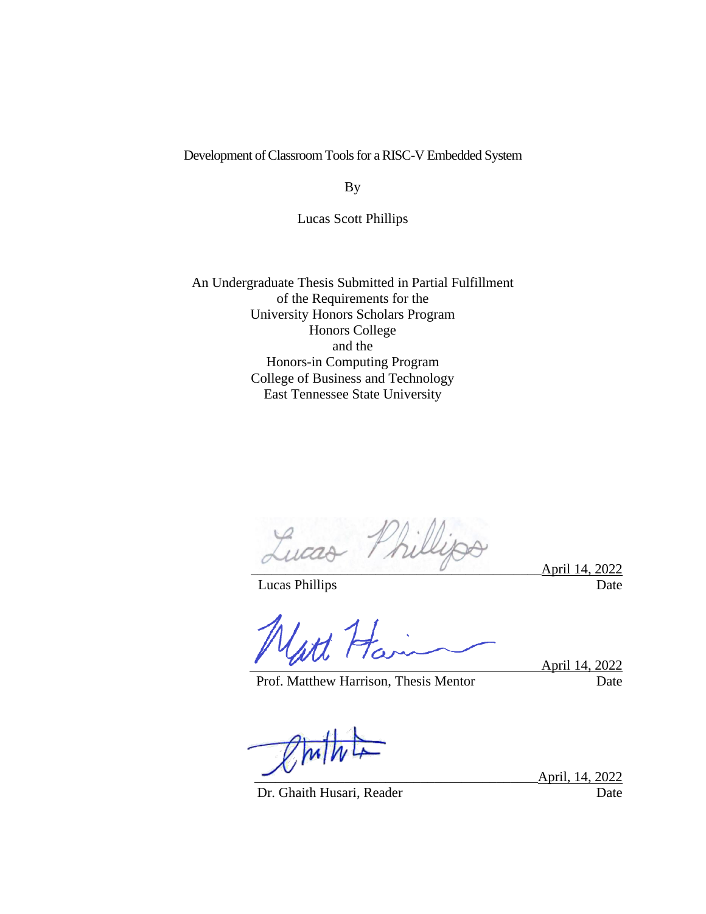Development of Classroom Tools for a RISC-V Embedded System

By

Lucas Scott Phillips

An Undergraduate Thesis Submitted in Partial Fulfillment
of the Requirements for the
University Honors Scholars Program
Honors College
and the
Honors-in Computing Program
College of Business and Technology
East Tennessee State University

Lucas Phillips ____________________ April 14, 2022
Date

Prof. Matthew Harrison, Thesis Mentor ____________________ April 14, 2022
Date

Dr. Ghaith Husari, Reader ____________________ April, 14, 2022
Date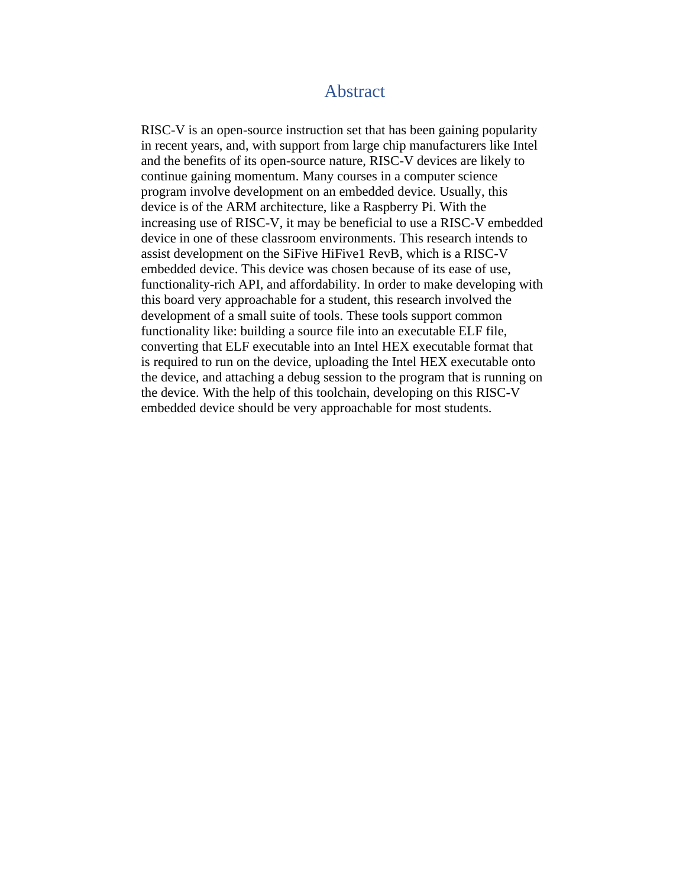# Abstract

RISC-V is an open-source instruction set that has been gaining popularity in recent years, and, with support from large chip manufacturers like Intel and the benefits of its open-source nature, RISC-V devices are likely to continue gaining momentum. Many courses in a computer science program involve development on an embedded device. Usually, this device is of the ARM architecture, like a Raspberry Pi. With the increasing use of RISC-V, it may be beneficial to use a RISC-V embedded device in one of these classroom environments. This research intends to assist development on the SiFive HiFive1 RevB, which is a RISC-V embedded device. This device was chosen because of its ease of use, functionality-rich API, and affordability. In order to make developing with this board very approachable for a student, this research involved the development of a small suite of tools. These tools support common functionality like: building a source file into an executable ELF file, converting that ELF executable into an Intel HEX executable format that is required to run on the device, uploading the Intel HEX executable onto the device, and attaching a debug session to the program that is running on the device. With the help of this toolchain, developing on this RISC-V embedded device should be very approachable for most students.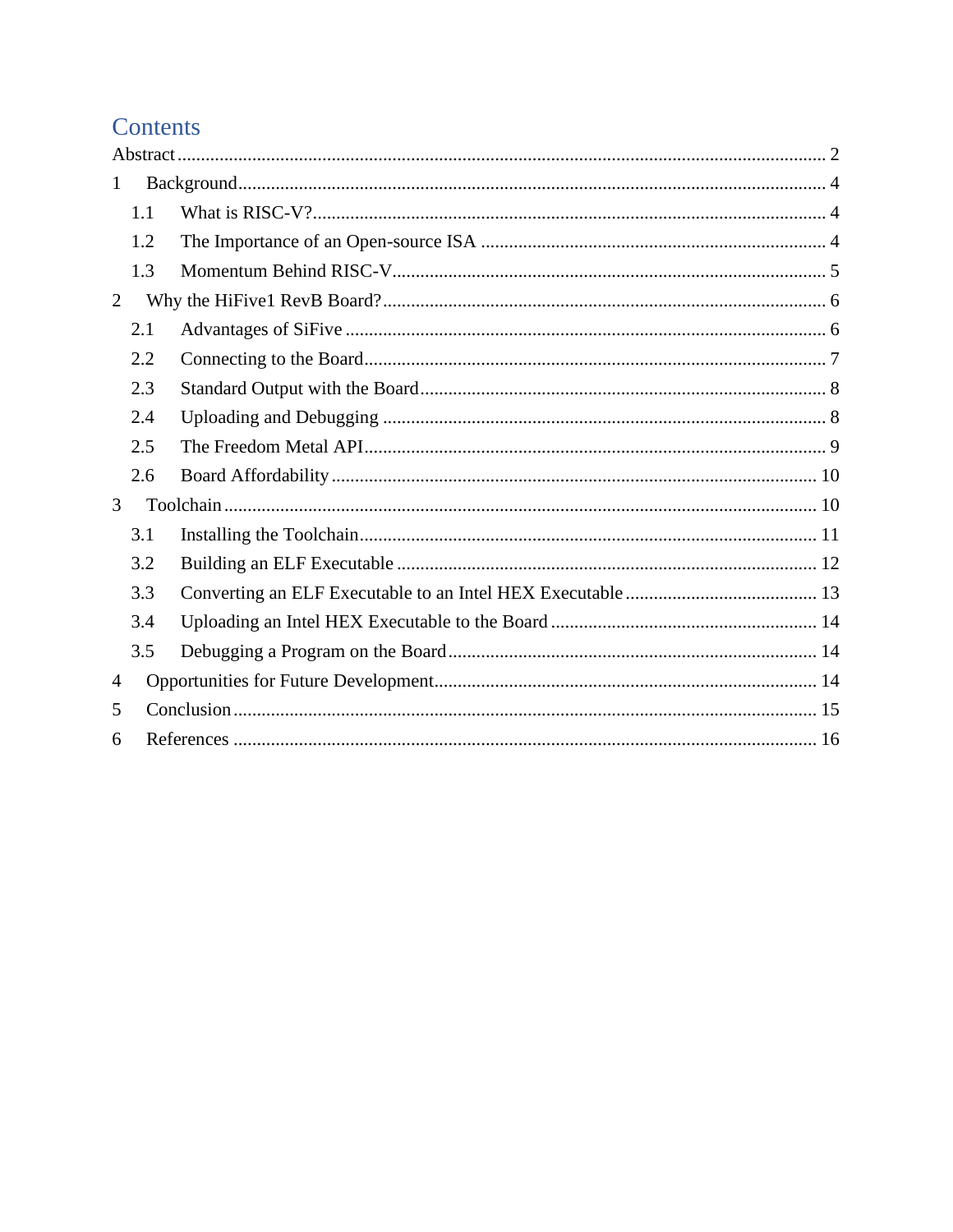# Contents

Abstract ........................................................................................................................ 2

1 Background ............................................................................................................. 4

  1.1 What is RISC-V? .................................................................................................. 4

  1.2 The Importance of an Open-source ISA ............................................................. 4

  1.3 Momentum Behind RISC-V ................................................................................. 5

2 Why the HiFive1 RevB Board? ................................................................................. 6

  2.1 Advantages of SiFive ........................................................................................... 6

  2.2 Connecting to the Board ...................................................................................... 7

  2.3 Standard Output with the Board .......................................................................... 8

  2.4 Uploading and Debugging ................................................................................... 8

  2.5 The Freedom Metal API ...................................................................................... 9

  2.6 Board Affordability ............................................................................................ 10

3 Toolchain ................................................................................................................ 10

  3.1 Installing the Toolchain ...................................................................................... 11

  3.2 Building an ELF Executable .............................................................................. 12

  3.3 Converting an ELF Executable to an Intel HEX Executable .............................. 13

  3.4 Uploading an Intel HEX Executable to the Board ............................................. 14

  3.5 Debugging a Program on the Board ................................................................... 14

4 Opportunities for Future Development .................................................................... 14

5 Conclusion ............................................................................................................... 15

6 References ............................................................................................................... 16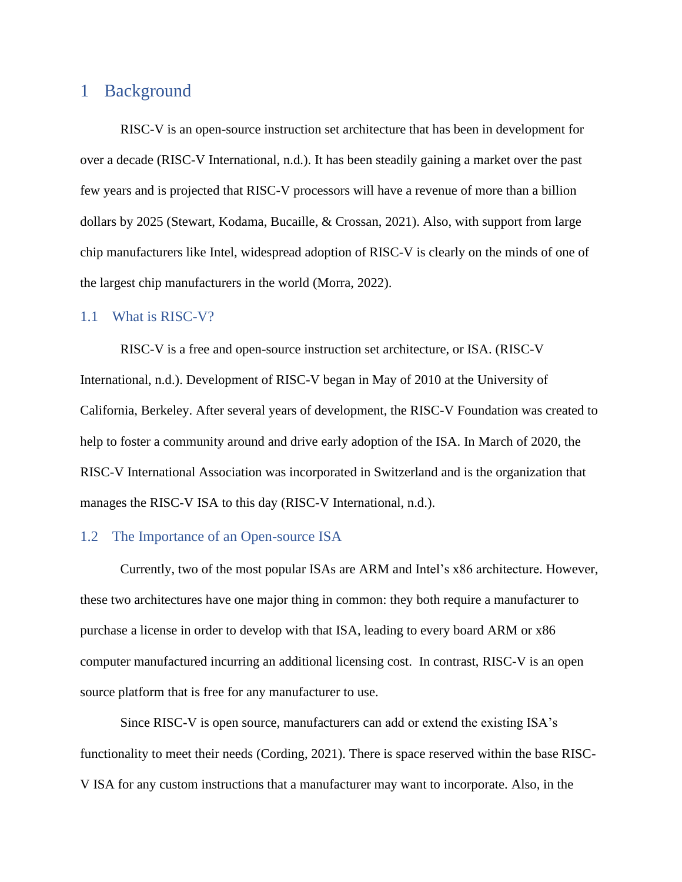# 1 Background

RISC-V is an open-source instruction set architecture that has been in development for over a decade (RISC-V International, n.d.). It has been steadily gaining a market over the past few years and is projected that RISC-V processors will have a revenue of more than a billion dollars by 2025 (Stewart, Kodama, Bucaille, & Crossan, 2021). Also, with support from large chip manufacturers like Intel, widespread adoption of RISC-V is clearly on the minds of one of the largest chip manufacturers in the world (Morra, 2022).

## 1.1 What is RISC-V?

RISC-V is a free and open-source instruction set architecture, or ISA. (RISC-V International, n.d.). Development of RISC-V began in May of 2010 at the University of California, Berkeley. After several years of development, the RISC-V Foundation was created to help to foster a community around and drive early adoption of the ISA. In March of 2020, the RISC-V International Association was incorporated in Switzerland and is the organization that manages the RISC-V ISA to this day (RISC-V International, n.d.).

## 1.2 The Importance of an Open-source ISA

Currently, two of the most popular ISAs are ARM and Intel's x86 architecture. However, these two architectures have one major thing in common: they both require a manufacturer to purchase a license in order to develop with that ISA, leading to every board ARM or x86 computer manufactured incurring an additional licensing cost. In contrast, RISC-V is an open source platform that is free for any manufacturer to use.

Since RISC-V is open source, manufacturers can add or extend the existing ISA's functionality to meet their needs (Cording, 2021). There is space reserved within the base RISC-V ISA for any custom instructions that a manufacturer may want to incorporate. Also, in the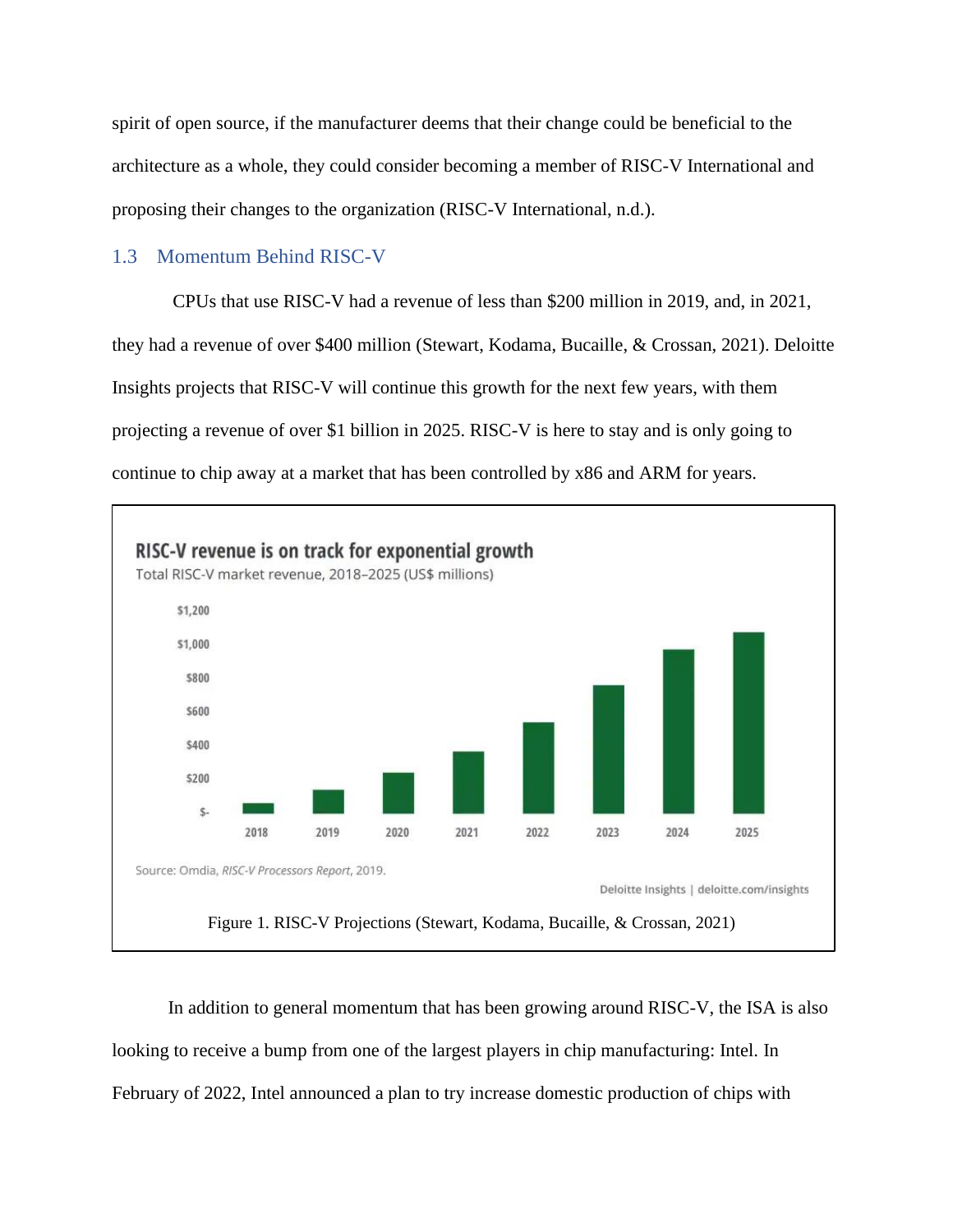spirit of open source, if the manufacturer deems that their change could be beneficial to the architecture as a whole, they could consider becoming a member of RISC-V International and proposing their changes to the organization (RISC-V International, n.d.).

## 1.3 Momentum Behind RISC-V

CPUs that use RISC-V had a revenue of less than $200 million in 2019, and, in 2021, they had a revenue of over $400 million (Stewart, Kodama, Bucaille, & Crossan, 2021). Deloitte Insights projects that RISC-V will continue this growth for the next few years, with them projecting a revenue of over $1 billion in 2025. RISC-V is here to stay and is only going to continue to chip away at a market that has been controlled by x86 and ARM for years.

**RISC-V revenue is on track for exponential growth**

Total RISC-V market revenue, 2018–2025 (US$ millions)

Source: Omdia, *RISC-V Processors Report*, 2019.

Deloitte Insights | deloitte.com/insights

Figure 1. RISC-V Projections (Stewart, Kodama, Bucaille, & Crossan, 2021)

In addition to general momentum that has been growing around RISC-V, the ISA is also looking to receive a bump from one of the largest players in chip manufacturing: Intel. In February of 2022, Intel announced a plan to try increase domestic production of chips with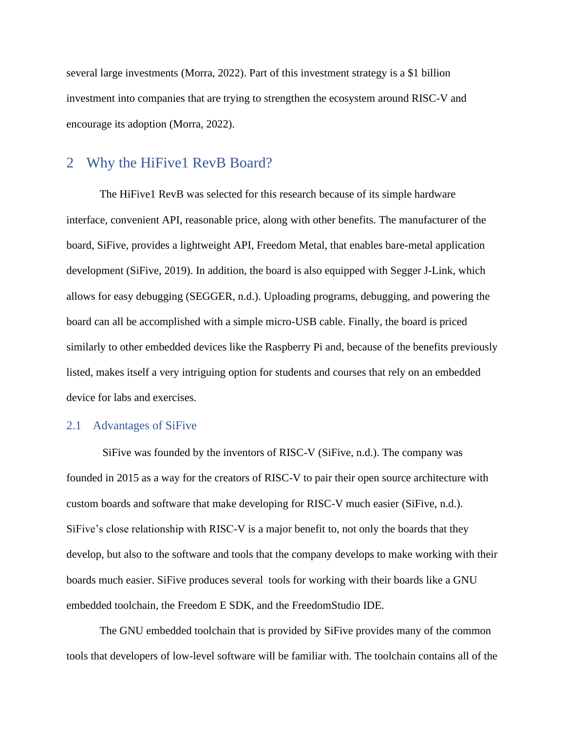several large investments (Morra, 2022). Part of this investment strategy is a $1 billion investment into companies that are trying to strengthen the ecosystem around RISC-V and encourage its adoption (Morra, 2022).

## 2 Why the HiFive1 RevB Board?

The HiFive1 RevB was selected for this research because of its simple hardware interface, convenient API, reasonable price, along with other benefits. The manufacturer of the board, SiFive, provides a lightweight API, Freedom Metal, that enables bare-metal application development (SiFive, 2019). In addition, the board is also equipped with Segger J-Link, which allows for easy debugging (SEGGER, n.d.). Uploading programs, debugging, and powering the board can all be accomplished with a simple micro-USB cable. Finally, the board is priced similarly to other embedded devices like the Raspberry Pi and, because of the benefits previously listed, makes itself a very intriguing option for students and courses that rely on an embedded device for labs and exercises.

### 2.1 Advantages of SiFive

SiFive was founded by the inventors of RISC-V (SiFive, n.d.). The company was founded in 2015 as a way for the creators of RISC-V to pair their open source architecture with custom boards and software that make developing for RISC-V much easier (SiFive, n.d.). SiFive's close relationship with RISC-V is a major benefit to, not only the boards that they develop, but also to the software and tools that the company develops to make working with their boards much easier. SiFive produces several tools for working with their boards like a GNU embedded toolchain, the Freedom E SDK, and the FreedomStudio IDE.

The GNU embedded toolchain that is provided by SiFive provides many of the common tools that developers of low-level software will be familiar with. The toolchain contains all of the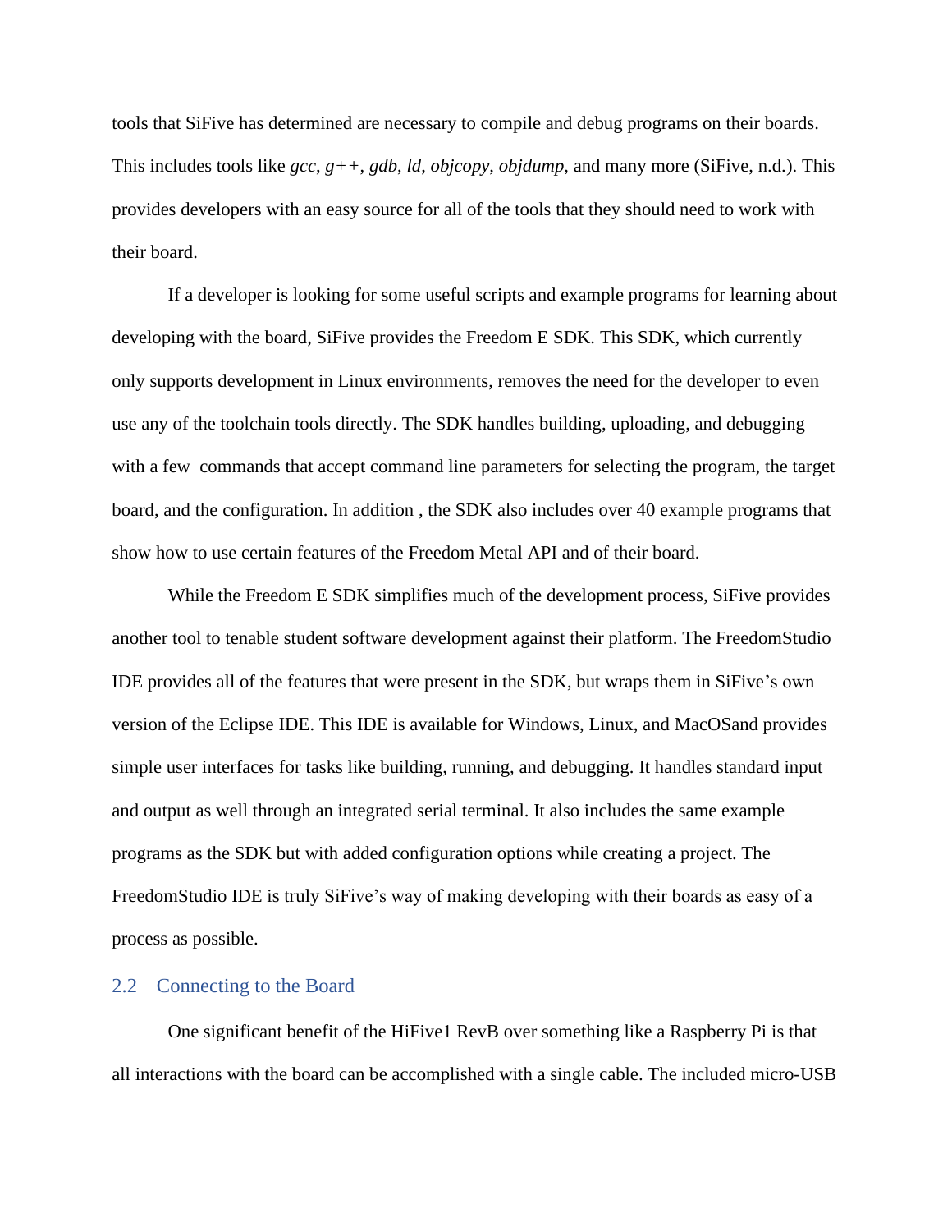tools that SiFive has determined are necessary to compile and debug programs on their boards. This includes tools like *gcc*, *g++*, *gdb*, *ld*, *objcopy*, *objdump*, and many more (SiFive, n.d.). This provides developers with an easy source for all of the tools that they should need to work with their board.

If a developer is looking for some useful scripts and example programs for learning about developing with the board, SiFive provides the Freedom E SDK. This SDK, which currently only supports development in Linux environments, removes the need for the developer to even use any of the toolchain tools directly. The SDK handles building, uploading, and debugging with a few  commands that accept command line parameters for selecting the program, the target board, and the configuration. In addition , the SDK also includes over 40 example programs that show how to use certain features of the Freedom Metal API and of their board.

While the Freedom E SDK simplifies much of the development process, SiFive provides another tool to tenable student software development against their platform. The FreedomStudio IDE provides all of the features that were present in the SDK, but wraps them in SiFive's own version of the Eclipse IDE. This IDE is available for Windows, Linux, and MacOSand provides simple user interfaces for tasks like building, running, and debugging. It handles standard input and output as well through an integrated serial terminal. It also includes the same example programs as the SDK but with added configuration options while creating a project. The FreedomStudio IDE is truly SiFive's way of making developing with their boards as easy of a process as possible.

## 2.2 Connecting to the Board

One significant benefit of the HiFive1 RevB over something like a Raspberry Pi is that all interactions with the board can be accomplished with a single cable. The included micro-USB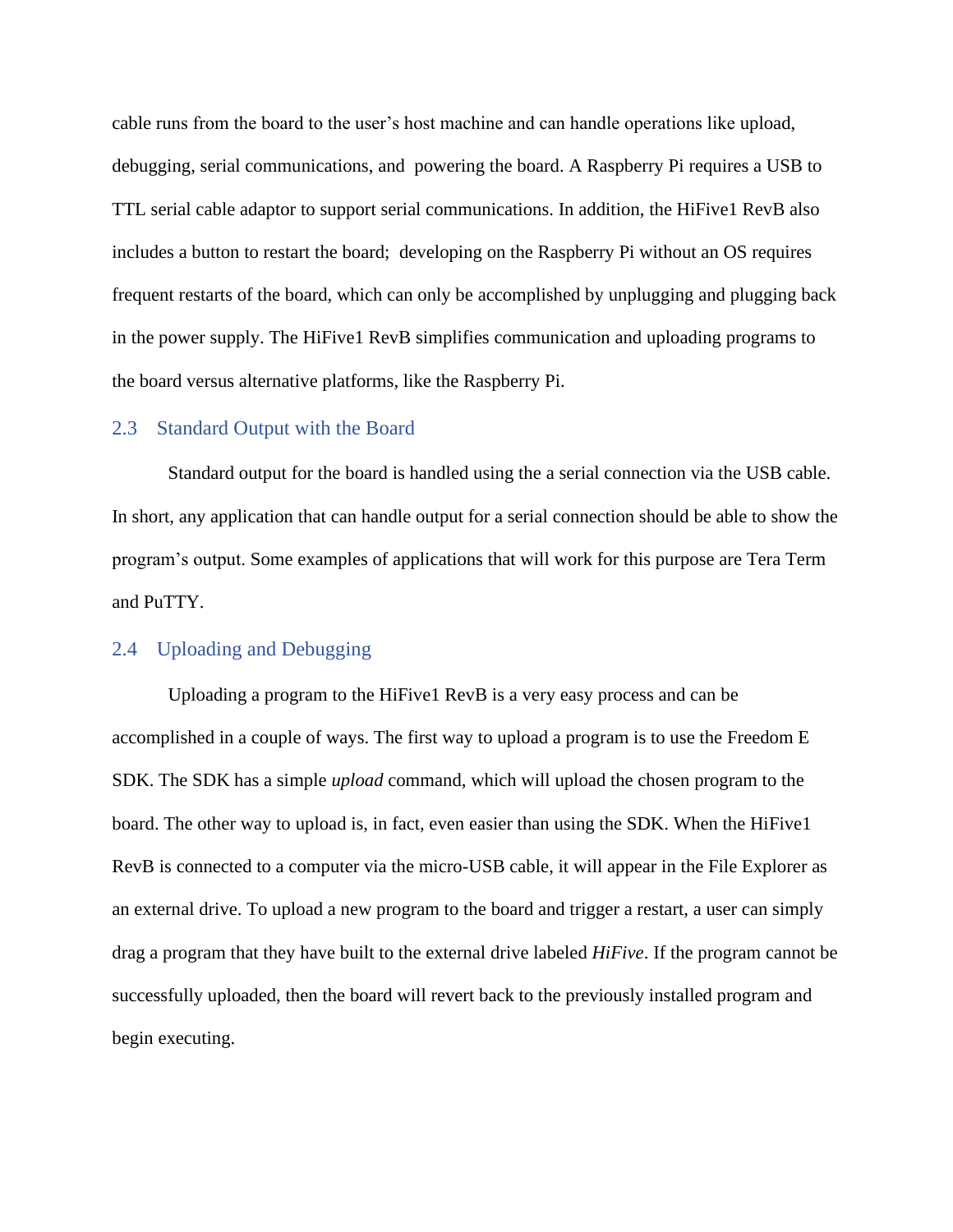cable runs from the board to the user's host machine and can handle operations like upload, debugging, serial communications, and powering the board. A Raspberry Pi requires a USB to TTL serial cable adaptor to support serial communications. In addition, the HiFive1 RevB also includes a button to restart the board; developing on the Raspberry Pi without an OS requires frequent restarts of the board, which can only be accomplished by unplugging and plugging back in the power supply. The HiFive1 RevB simplifies communication and uploading programs to the board versus alternative platforms, like the Raspberry Pi.

### 2.3 Standard Output with the Board

Standard output for the board is handled using the a serial connection via the USB cable. In short, any application that can handle output for a serial connection should be able to show the program's output. Some examples of applications that will work for this purpose are Tera Term and PuTTY.

### 2.4 Uploading and Debugging

Uploading a program to the HiFive1 RevB is a very easy process and can be accomplished in a couple of ways. The first way to upload a program is to use the Freedom E SDK. The SDK has a simple *upload* command, which will upload the chosen program to the board. The other way to upload is, in fact, even easier than using the SDK. When the HiFive1 RevB is connected to a computer via the micro-USB cable, it will appear in the File Explorer as an external drive. To upload a new program to the board and trigger a restart, a user can simply drag a program that they have built to the external drive labeled *HiFive*. If the program cannot be successfully uploaded, then the board will revert back to the previously installed program and begin executing.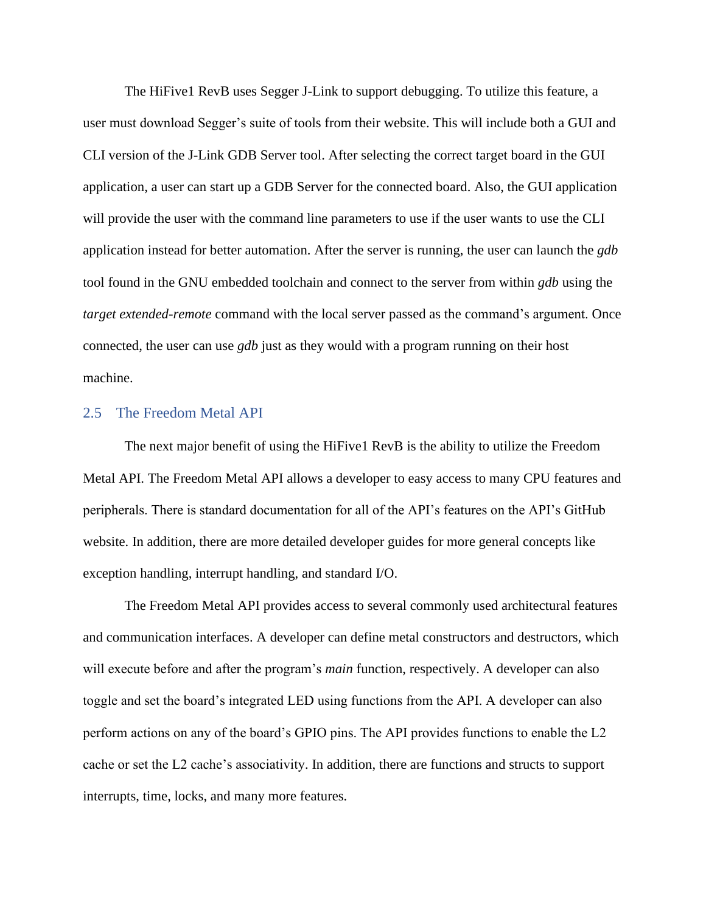The HiFive1 RevB uses Segger J-Link to support debugging. To utilize this feature, a user must download Segger's suite of tools from their website. This will include both a GUI and CLI version of the J-Link GDB Server tool. After selecting the correct target board in the GUI application, a user can start up a GDB Server for the connected board. Also, the GUI application will provide the user with the command line parameters to use if the user wants to use the CLI application instead for better automation. After the server is running, the user can launch the *gdb* tool found in the GNU embedded toolchain and connect to the server from within *gdb* using the *target extended-remote* command with the local server passed as the command's argument. Once connected, the user can use *gdb* just as they would with a program running on their host machine.

## 2.5 The Freedom Metal API

The next major benefit of using the HiFive1 RevB is the ability to utilize the Freedom Metal API. The Freedom Metal API allows a developer to easy access to many CPU features and peripherals. There is standard documentation for all of the API's features on the API's GitHub website. In addition, there are more detailed developer guides for more general concepts like exception handling, interrupt handling, and standard I/O.

The Freedom Metal API provides access to several commonly used architectural features and communication interfaces. A developer can define metal constructors and destructors, which will execute before and after the program's *main* function, respectively. A developer can also toggle and set the board's integrated LED using functions from the API. A developer can also perform actions on any of the board's GPIO pins. The API provides functions to enable the L2 cache or set the L2 cache's associativity. In addition, there are functions and structs to support interrupts, time, locks, and many more features.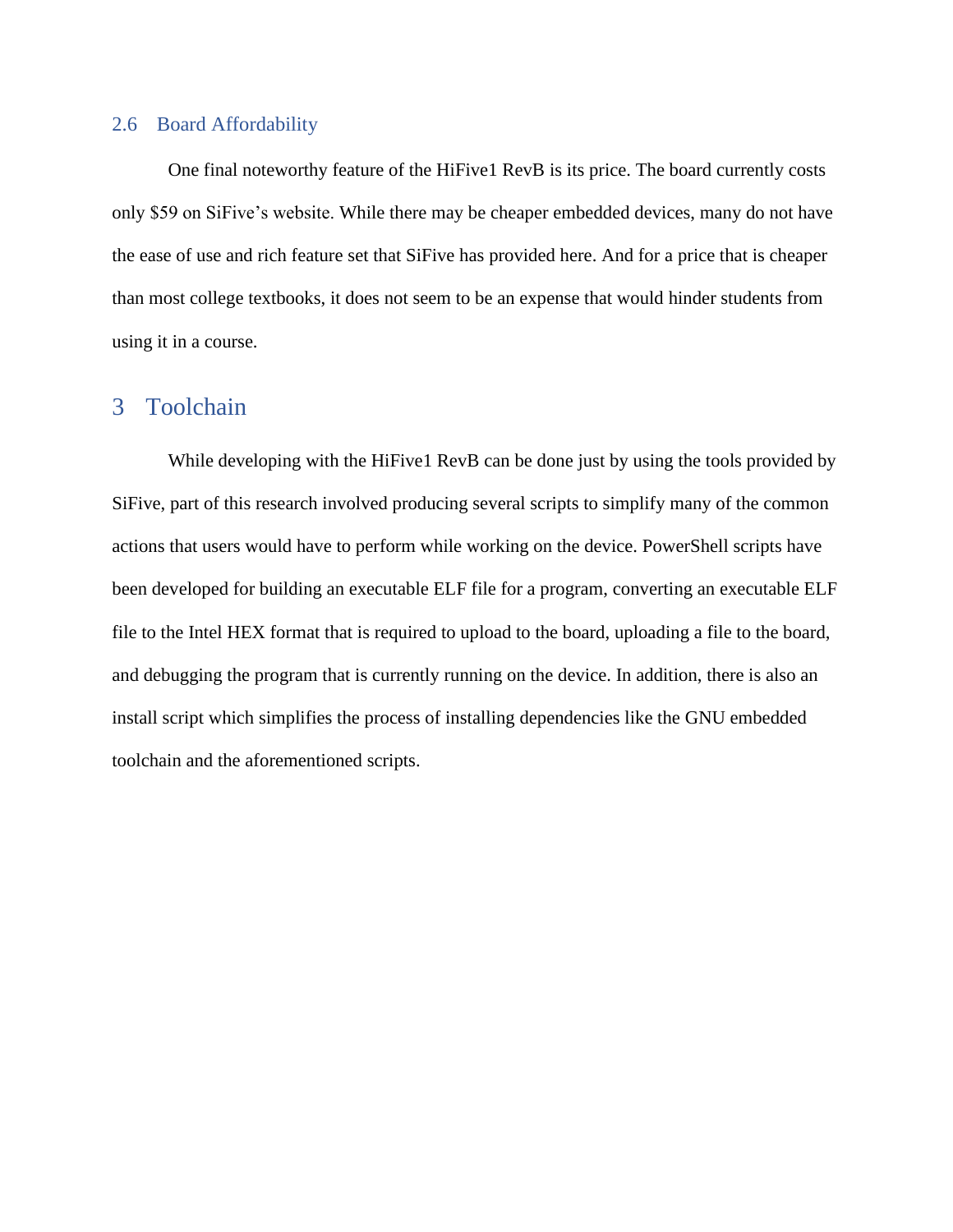### 2.6 Board Affordability

One final noteworthy feature of the HiFive1 RevB is its price. The board currently costs only $59 on SiFive's website. While there may be cheaper embedded devices, many do not have the ease of use and rich feature set that SiFive has provided here. And for a price that is cheaper than most college textbooks, it does not seem to be an expense that would hinder students from using it in a course.

## 3 Toolchain

While developing with the HiFive1 RevB can be done just by using the tools provided by SiFive, part of this research involved producing several scripts to simplify many of the common actions that users would have to perform while working on the device. PowerShell scripts have been developed for building an executable ELF file for a program, converting an executable ELF file to the Intel HEX format that is required to upload to the board, uploading a file to the board, and debugging the program that is currently running on the device. In addition, there is also an install script which simplifies the process of installing dependencies like the GNU embedded toolchain and the aforementioned scripts.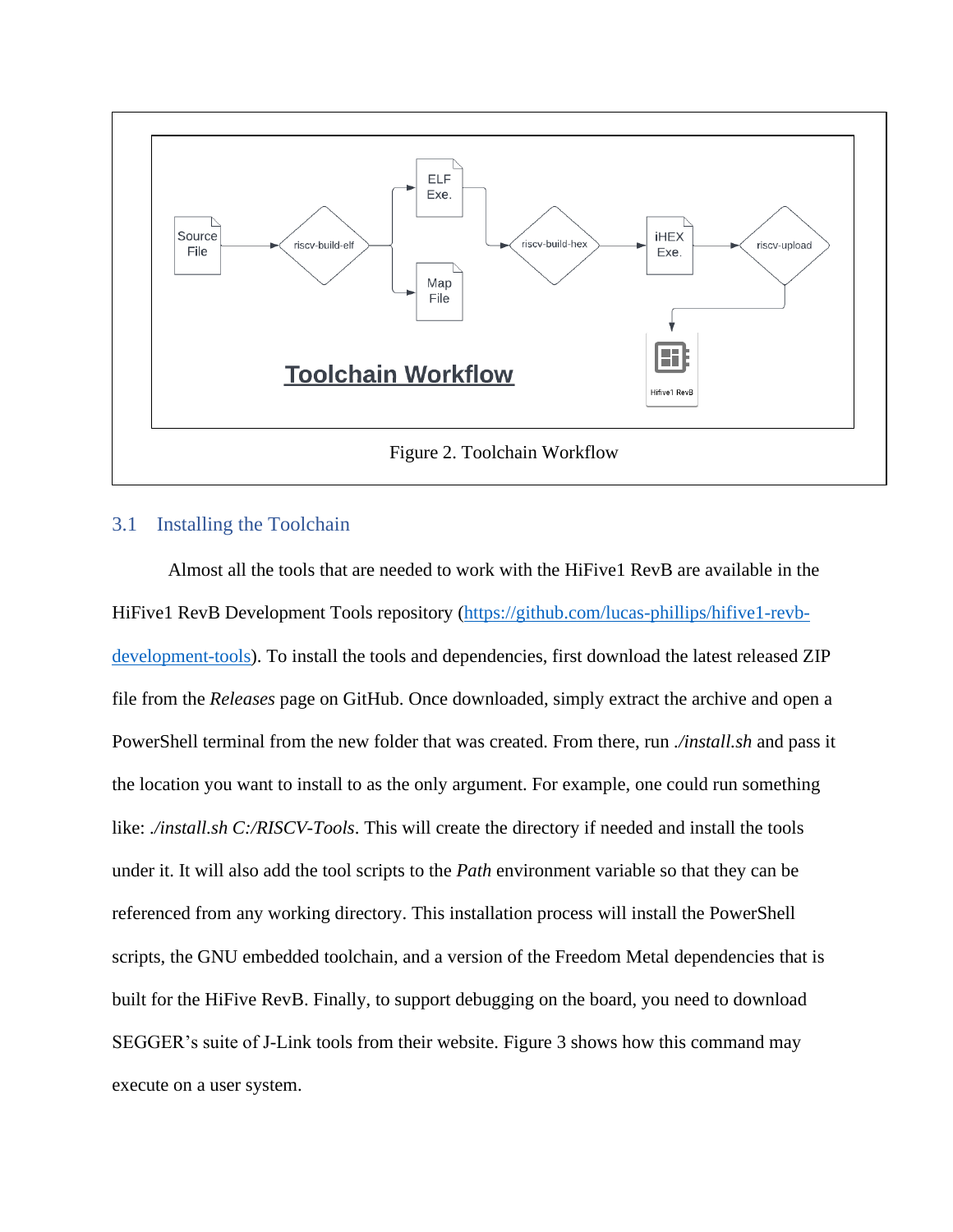Figure 2. Toolchain Workflow

## 3.1 Installing the Toolchain

Almost all the tools that are needed to work with the HiFive1 RevB are available in the HiFive1 RevB Development Tools repository ([https://github.com/lucas-phillips/hifive1-revb-development-tools](https://github.com/lucas-phillips/hifive1-revb-development-tools)). To install the tools and dependencies, first download the latest released ZIP file from the *Releases* page on GitHub. Once downloaded, simply extract the archive and open a PowerShell terminal from the new folder that was created. From there, run *./install.sh* and pass it the location you want to install to as the only argument. For example, one could run something like: *./install.sh C:/RISCV-Tools*. This will create the directory if needed and install the tools under it. It will also add the tool scripts to the *Path* environment variable so that they can be referenced from any working directory. This installation process will install the PowerShell scripts, the GNU embedded toolchain, and a version of the Freedom Metal dependencies that is built for the HiFive RevB. Finally, to support debugging on the board, you need to download SEGGER's suite of J-Link tools from their website. Figure 3 shows how this command may execute on a user system.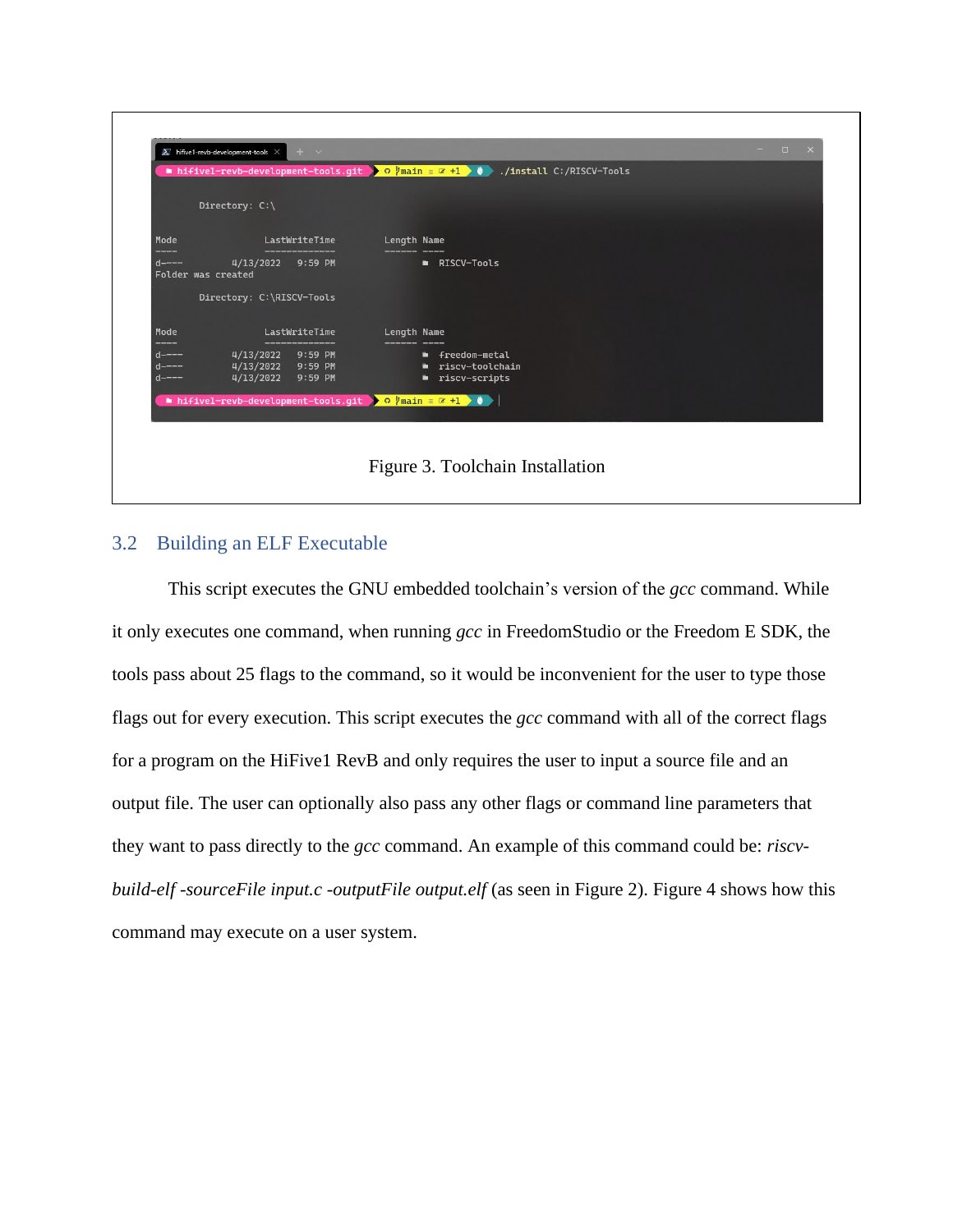```
hifive1-revb-development-tools.git  main ≡ ✎ +1  ./install C:/RISCV-Tools

    Directory: C:\

Mode                 LastWriteTime         Length Name
----                 -------------         ------ ----
d----          4/13/2022   9:59 PM                RISCV-Tools
Folder was created

    Directory: C:\RISCV-Tools

Mode                 LastWriteTime         Length Name
----                 -------------         ------ ----
d----          4/13/2022   9:59 PM                freedom-metal
d----          4/13/2022   9:59 PM                riscv-toolchain
d----          4/13/2022   9:59 PM                riscv-scripts

hifive1-revb-development-tools.git  main ≡ ✎ +1
```

Figure 3. Toolchain Installation

## 3.2 Building an ELF Executable

This script executes the GNU embedded toolchain's version of the *gcc* command. While it only executes one command, when running *gcc* in FreedomStudio or the Freedom E SDK, the tools pass about 25 flags to the command, so it would be inconvenient for the user to type those flags out for every execution. This script executes the *gcc* command with all of the correct flags for a program on the HiFive1 RevB and only requires the user to input a source file and an output file. The user can optionally also pass any other flags or command line parameters that they want to pass directly to the *gcc* command. An example of this command could be: *riscv-build-elf -sourceFile input.c -outputFile output.elf* (as seen in Figure 2). Figure 4 shows how this command may execute on a user system.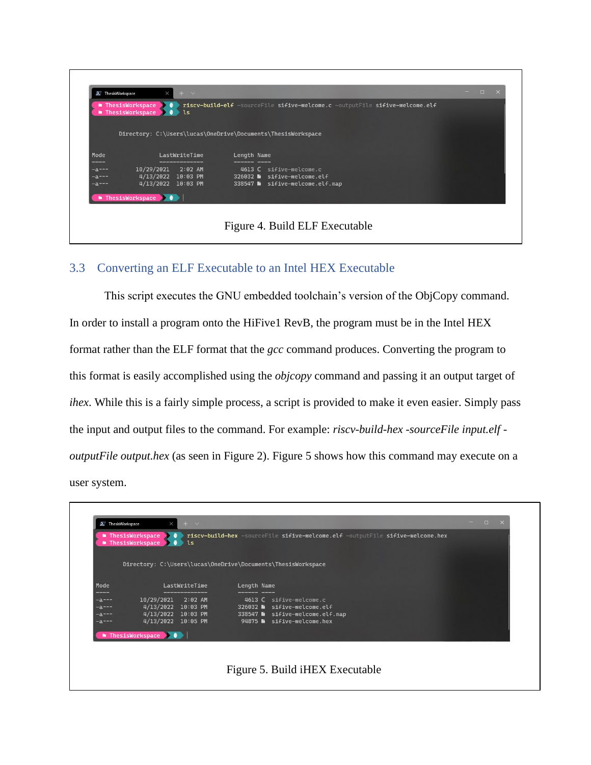Figure 4. Build ELF Executable

## 3.3 Converting an ELF Executable to an Intel HEX Executable

This script executes the GNU embedded toolchain's version of the ObjCopy command. In order to install a program onto the HiFive1 RevB, the program must be in the Intel HEX format rather than the ELF format that the *gcc* command produces. Converting the program to this format is easily accomplished using the *objcopy* command and passing it an output target of *ihex*. While this is a fairly simple process, a script is provided to make it even easier. Simply pass the input and output files to the command. For example: *riscv-build-hex -sourceFile input.elf -outputFile output.hex* (as seen in Figure 2). Figure 5 shows how this command may execute on a user system.

Figure 5. Build iHEX Executable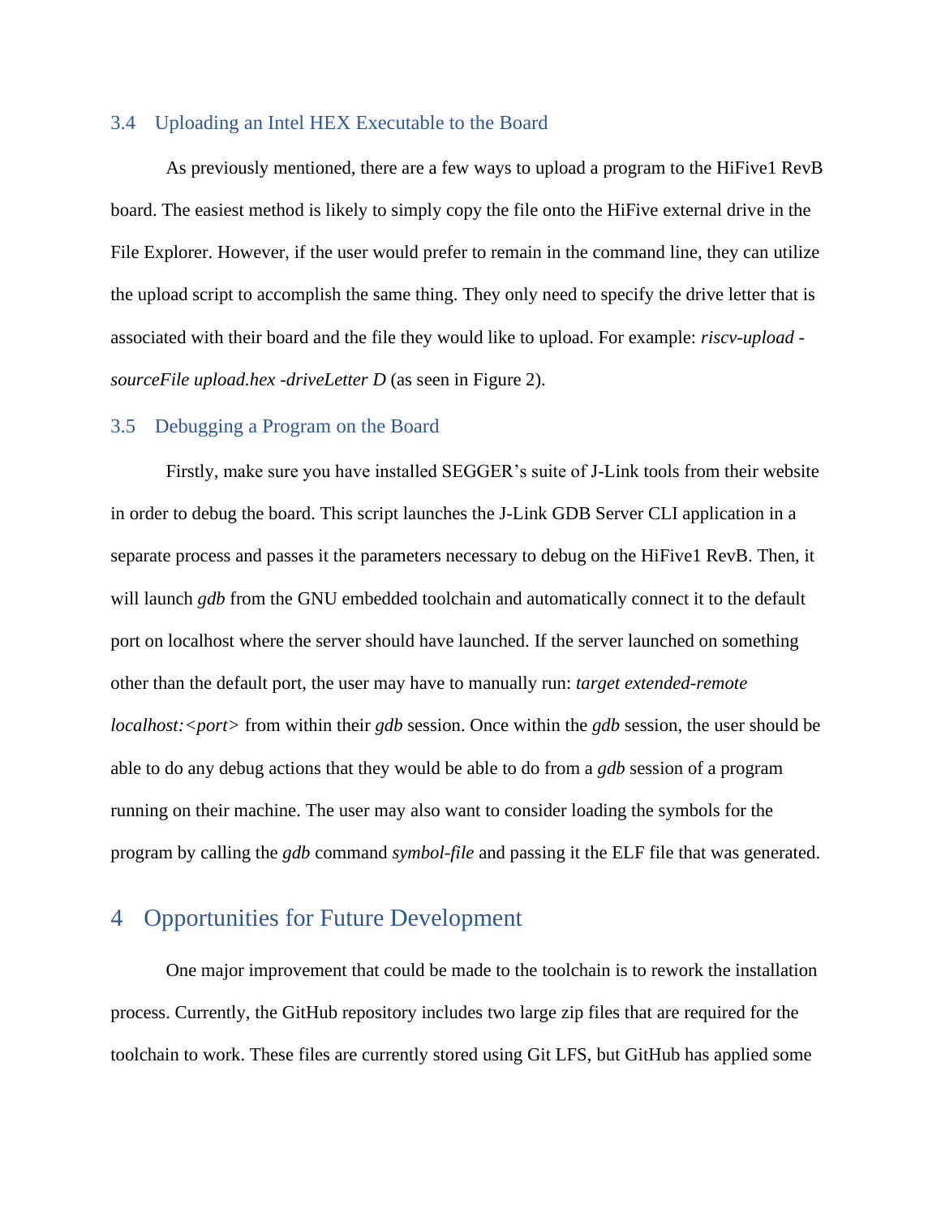### 3.4 Uploading an Intel HEX Executable to the Board

As previously mentioned, there are a few ways to upload a program to the HiFive1 RevB board. The easiest method is likely to simply copy the file onto the HiFive external drive in the File Explorer. However, if the user would prefer to remain in the command line, they can utilize the upload script to accomplish the same thing. They only need to specify the drive letter that is associated with their board and the file they would like to upload. For example: *riscv-upload -sourceFile upload.hex -driveLetter D* (as seen in Figure 2).

### 3.5 Debugging a Program on the Board

Firstly, make sure you have installed SEGGER's suite of J-Link tools from their website in order to debug the board. This script launches the J-Link GDB Server CLI application in a separate process and passes it the parameters necessary to debug on the HiFive1 RevB. Then, it will launch *gdb* from the GNU embedded toolchain and automatically connect it to the default port on localhost where the server should have launched. If the server launched on something other than the default port, the user may have to manually run: *target extended-remote localhost:<port>* from within their *gdb* session. Once within the *gdb* session, the user should be able to do any debug actions that they would be able to do from a *gdb* session of a program running on their machine. The user may also want to consider loading the symbols for the program by calling the *gdb* command *symbol-file* and passing it the ELF file that was generated.

## 4 Opportunities for Future Development

One major improvement that could be made to the toolchain is to rework the installation process. Currently, the GitHub repository includes two large zip files that are required for the toolchain to work. These files are currently stored using Git LFS, but GitHub has applied some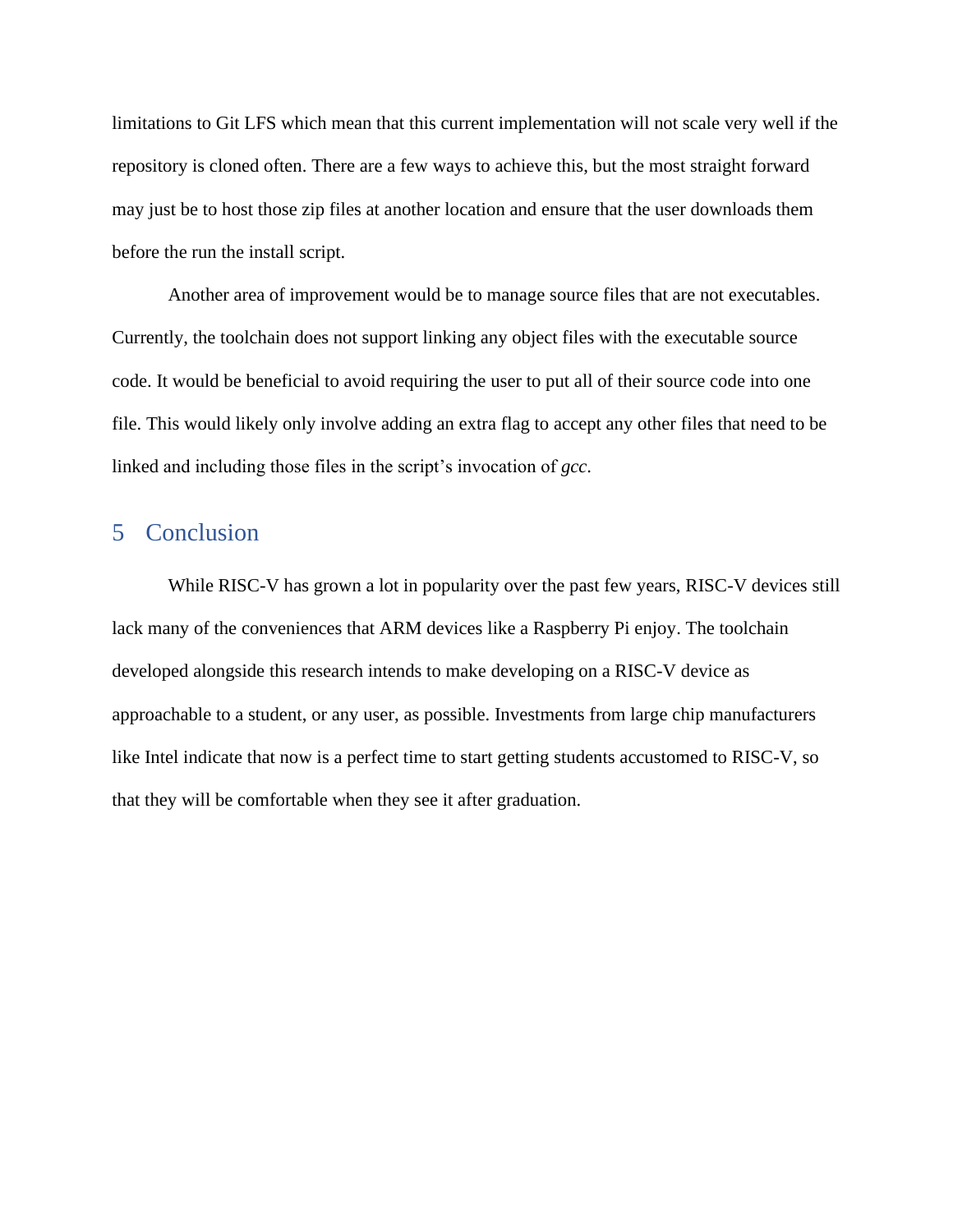limitations to Git LFS which mean that this current implementation will not scale very well if the repository is cloned often. There are a few ways to achieve this, but the most straight forward may just be to host those zip files at another location and ensure that the user downloads them before the run the install script.

Another area of improvement would be to manage source files that are not executables. Currently, the toolchain does not support linking any object files with the executable source code. It would be beneficial to avoid requiring the user to put all of their source code into one file. This would likely only involve adding an extra flag to accept any other files that need to be linked and including those files in the script's invocation of *gcc*.

## 5 Conclusion

While RISC-V has grown a lot in popularity over the past few years, RISC-V devices still lack many of the conveniences that ARM devices like a Raspberry Pi enjoy. The toolchain developed alongside this research intends to make developing on a RISC-V device as approachable to a student, or any user, as possible. Investments from large chip manufacturers like Intel indicate that now is a perfect time to start getting students accustomed to RISC-V, so that they will be comfortable when they see it after graduation.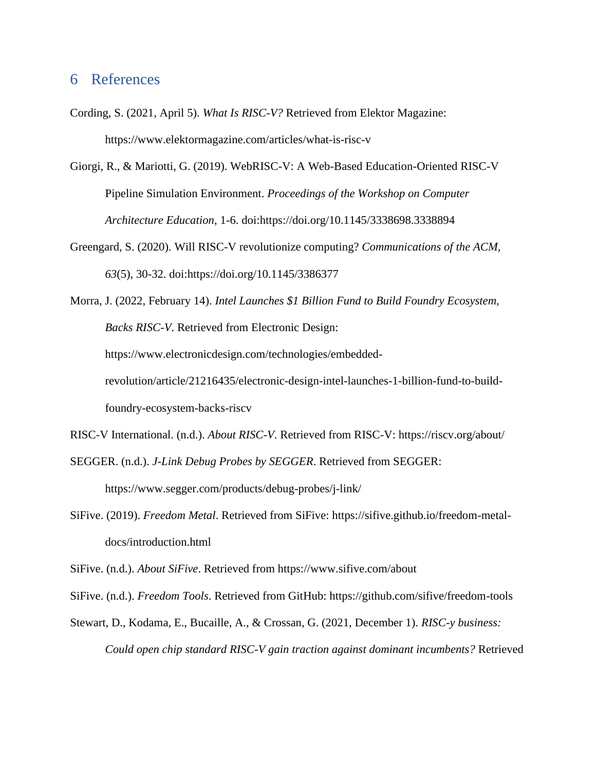# 6 References

Cording, S. (2021, April 5). *What Is RISC-V?* Retrieved from Elektor Magazine: https://www.elektormagazine.com/articles/what-is-risc-v

Giorgi, R., & Mariotti, G. (2019). WebRISC-V: A Web-Based Education-Oriented RISC-V Pipeline Simulation Environment. *Proceedings of the Workshop on Computer Architecture Education*, 1-6. doi:https://doi.org/10.1145/3338698.3338894

Greengard, S. (2020). Will RISC-V revolutionize computing? *Communications of the ACM, 63*(5), 30-32. doi:https://doi.org/10.1145/3386377

Morra, J. (2022, February 14). *Intel Launches $1 Billion Fund to Build Foundry Ecosystem, Backs RISC-V*. Retrieved from Electronic Design: https://www.electronicdesign.com/technologies/embedded-revolution/article/21216435/electronic-design-intel-launches-1-billion-fund-to-build-foundry-ecosystem-backs-riscv

RISC-V International. (n.d.). *About RISC-V*. Retrieved from RISC-V: https://riscv.org/about/

SEGGER. (n.d.). *J-Link Debug Probes by SEGGER*. Retrieved from SEGGER: https://www.segger.com/products/debug-probes/j-link/

SiFive. (2019). *Freedom Metal*. Retrieved from SiFive: https://sifive.github.io/freedom-metal-docs/introduction.html

SiFive. (n.d.). *About SiFive*. Retrieved from https://www.sifive.com/about

SiFive. (n.d.). *Freedom Tools*. Retrieved from GitHub: https://github.com/sifive/freedom-tools

Stewart, D., Kodama, E., Bucaille, A., & Crossan, G. (2021, December 1). *RISC-y business: Could open chip standard RISC-V gain traction against dominant incumbents?* Retrieved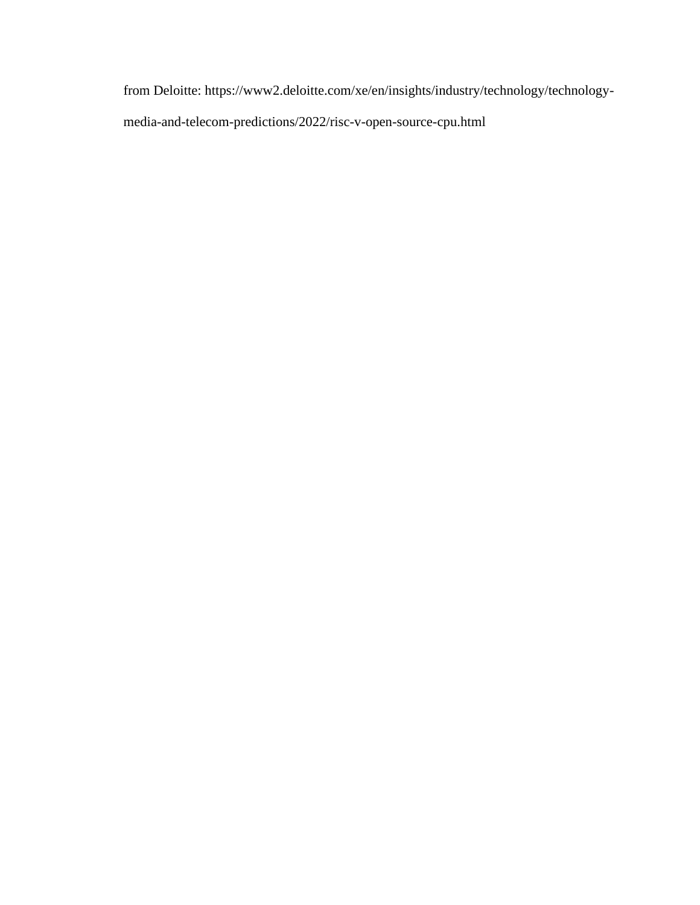from Deloitte: https://www2.deloitte.com/xe/en/insights/industry/technology/technology-media-and-telecom-predictions/2022/risc-v-open-source-cpu.html